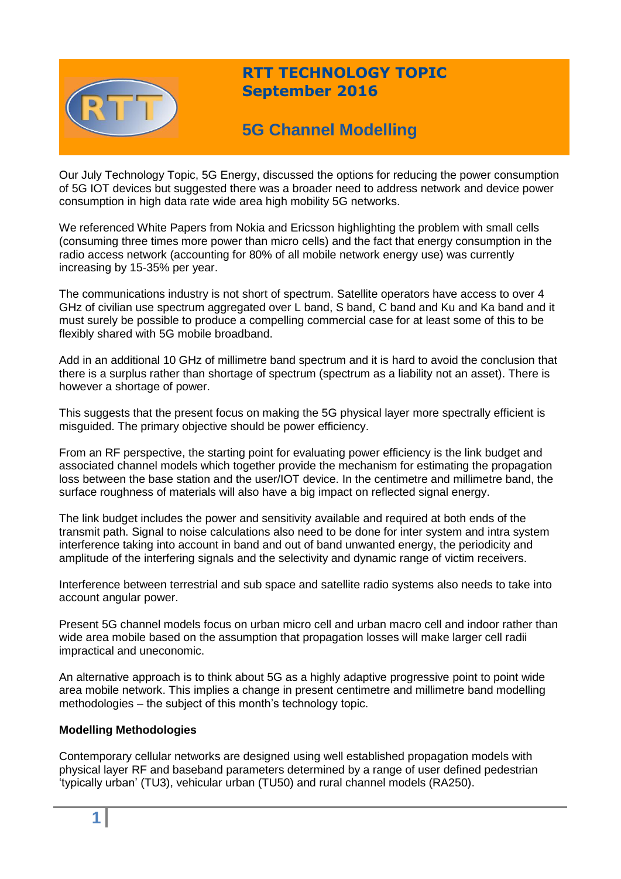# RTT TECHNOLOGY TOPIC
## September 2016

# 5G Channel Modelling

Our July Technology Topic, 5G Energy, discussed the options for reducing the power consumption of 5G IOT devices but suggested there was a broader need to address network and device power consumption in high data rate wide area high mobility 5G networks.

We referenced White Papers from Nokia and Ericsson highlighting the problem with small cells (consuming three times more power than micro cells) and the fact that energy consumption in the radio access network (accounting for 80% of all mobile network energy use) was currently increasing by 15-35% per year.

The communications industry is not short of spectrum. Satellite operators have access to over 4 GHz of civilian use spectrum aggregated over L band, S band, C band and Ku and Ka band and it must surely be possible to produce a compelling commercial case for at least some of this to be flexibly shared with 5G mobile broadband.

Add in an additional 10 GHz of millimetre band spectrum and it is hard to avoid the conclusion that there is a surplus rather than shortage of spectrum (spectrum as a liability not an asset). There is however a shortage of power.

This suggests that the present focus on making the 5G physical layer more spectrally efficient is misguided. The primary objective should be power efficiency.

From an RF perspective, the starting point for evaluating power efficiency is the link budget and associated channel models which together provide the mechanism for estimating the propagation loss between the base station and the user/IOT device. In the centimetre and millimetre band, the surface roughness of materials will also have a big impact on reflected signal energy.

The link budget includes the power and sensitivity available and required at both ends of the transmit path. Signal to noise calculations also need to be done for inter system and intra system interference taking into account in band and out of band unwanted energy, the periodicity and amplitude of the interfering signals and the selectivity and dynamic range of victim receivers.

Interference between terrestrial and sub space and satellite radio systems also needs to take into account angular power.

Present 5G channel models focus on urban micro cell and urban macro cell and indoor rather than wide area mobile based on the assumption that propagation losses will make larger cell radii impractical and uneconomic.

An alternative approach is to think about 5G as a highly adaptive progressive point to point wide area mobile network. This implies a change in present centimetre and millimetre band modelling methodologies – the subject of this month's technology topic.

**Modelling Methodologies**

Contemporary cellular networks are designed using well established propagation models with physical layer RF and baseband parameters determined by a range of user defined pedestrian 'typically urban' (TU3), vehicular urban (TU50) and rural channel models (RA250).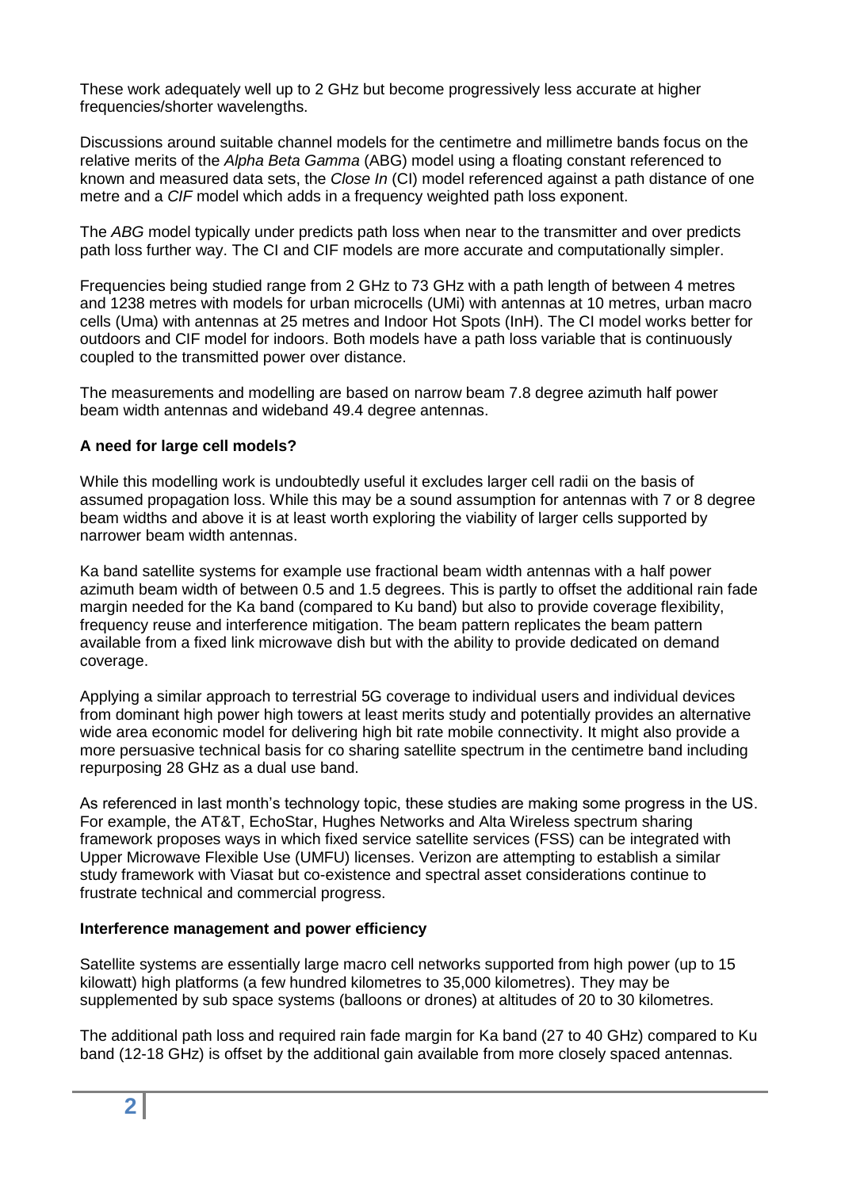These work adequately well up to 2 GHz but become progressively less accurate at higher frequencies/shorter wavelengths.

Discussions around suitable channel models for the centimetre and millimetre bands focus on the relative merits of the *Alpha Beta Gamma* (ABG) model using a floating constant referenced to known and measured data sets, the *Close In* (CI) model referenced against a path distance of one metre and a *CIF* model which adds in a frequency weighted path loss exponent.

The *ABG* model typically under predicts path loss when near to the transmitter and over predicts path loss further way. The CI and CIF models are more accurate and computationally simpler.

Frequencies being studied range from 2 GHz to 73 GHz with a path length of between 4 metres and 1238 metres with models for urban microcells (UMi) with antennas at 10 metres, urban macro cells (Uma) with antennas at 25 metres and Indoor Hot Spots (InH). The CI model works better for outdoors and CIF model for indoors. Both models have a path loss variable that is continuously coupled to the transmitted power over distance.

The measurements and modelling are based on narrow beam 7.8 degree azimuth half power beam width antennas and wideband 49.4 degree antennas.

**A need for large cell models?**

While this modelling work is undoubtedly useful it excludes larger cell radii on the basis of assumed propagation loss. While this may be a sound assumption for antennas with 7 or 8 degree beam widths and above it is at least worth exploring the viability of larger cells supported by narrower beam width antennas.

Ka band satellite systems for example use fractional beam width antennas with a half power azimuth beam width of between 0.5 and 1.5 degrees. This is partly to offset the additional rain fade margin needed for the Ka band (compared to Ku band) but also to provide coverage flexibility, frequency reuse and interference mitigation. The beam pattern replicates the beam pattern available from a fixed link microwave dish but with the ability to provide dedicated on demand coverage.

Applying a similar approach to terrestrial 5G coverage to individual users and individual devices from dominant high power high towers at least merits study and potentially provides an alternative wide area economic model for delivering high bit rate mobile connectivity. It might also provide a more persuasive technical basis for co sharing satellite spectrum in the centimetre band including repurposing 28 GHz as a dual use band.

As referenced in last month's technology topic, these studies are making some progress in the US. For example, the AT&T, EchoStar, Hughes Networks and Alta Wireless spectrum sharing framework proposes ways in which fixed service satellite services (FSS) can be integrated with Upper Microwave Flexible Use (UMFU) licenses. Verizon are attempting to establish a similar study framework with Viasat but co-existence and spectral asset considerations continue to frustrate technical and commercial progress.

**Interference management and power efficiency**

Satellite systems are essentially large macro cell networks supported from high power (up to 15 kilowatt) high platforms (a few hundred kilometres to 35,000 kilometres). They may be supplemented by sub space systems (balloons or drones) at altitudes of 20 to 30 kilometres.

The additional path loss and required rain fade margin for Ka band (27 to 40 GHz) compared to Ku band (12-18 GHz) is offset by the additional gain available from more closely spaced antennas.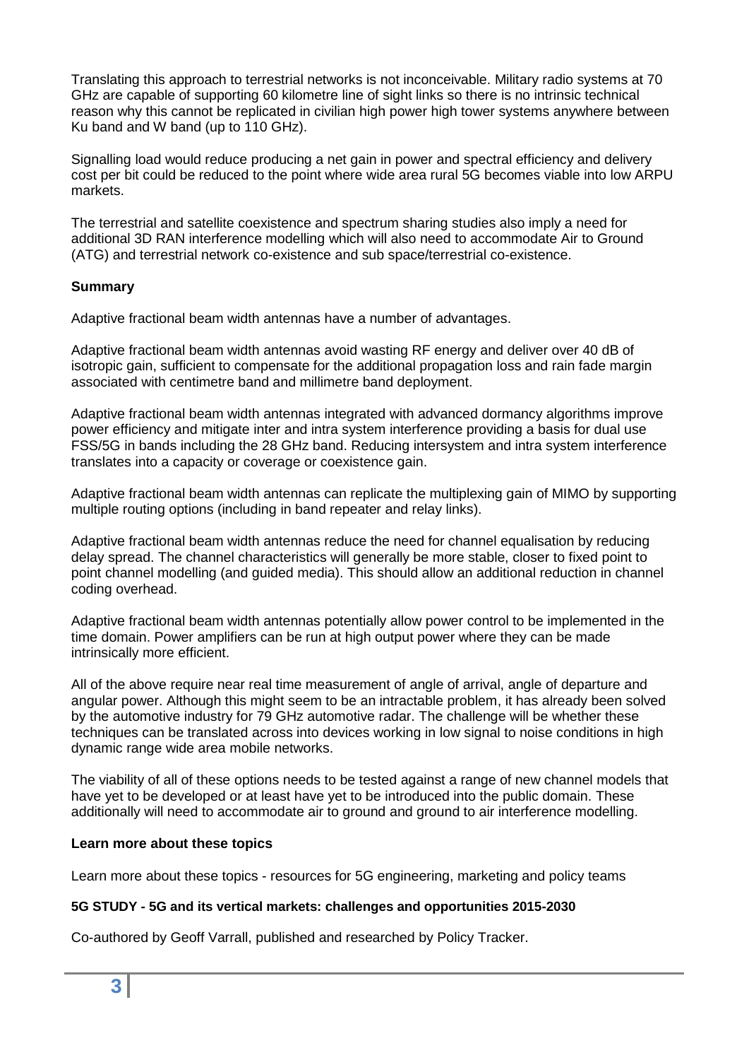Translating this approach to terrestrial networks is not inconceivable. Military radio systems at 70 GHz are capable of supporting 60 kilometre line of sight links so there is no intrinsic technical reason why this cannot be replicated in civilian high power high tower systems anywhere between Ku band and W band (up to 110 GHz).

Signalling load would reduce producing a net gain in power and spectral efficiency and delivery cost per bit could be reduced to the point where wide area rural 5G becomes viable into low ARPU markets.

The terrestrial and satellite coexistence and spectrum sharing studies also imply a need for additional 3D RAN interference modelling which will also need to accommodate Air to Ground (ATG) and terrestrial network co-existence and sub space/terrestrial co-existence.

**Summary**

Adaptive fractional beam width antennas have a number of advantages.

Adaptive fractional beam width antennas avoid wasting RF energy and deliver over 40 dB of isotropic gain, sufficient to compensate for the additional propagation loss and rain fade margin associated with centimetre band and millimetre band deployment.

Adaptive fractional beam width antennas integrated with advanced dormancy algorithms improve power efficiency and mitigate inter and intra system interference providing a basis for dual use FSS/5G in bands including the 28 GHz band. Reducing intersystem and intra system interference translates into a capacity or coverage or coexistence gain.

Adaptive fractional beam width antennas can replicate the multiplexing gain of MIMO by supporting multiple routing options (including in band repeater and relay links).

Adaptive fractional beam width antennas reduce the need for channel equalisation by reducing delay spread. The channel characteristics will generally be more stable, closer to fixed point to point channel modelling (and guided media). This should allow an additional reduction in channel coding overhead.

Adaptive fractional beam width antennas potentially allow power control to be implemented in the time domain. Power amplifiers can be run at high output power where they can be made intrinsically more efficient.

All of the above require near real time measurement of angle of arrival, angle of departure and angular power. Although this might seem to be an intractable problem, it has already been solved by the automotive industry for 79 GHz automotive radar. The challenge will be whether these techniques can be translated across into devices working in low signal to noise conditions in high dynamic range wide area mobile networks.

The viability of all of these options needs to be tested against a range of new channel models that have yet to be developed or at least have yet to be introduced into the public domain. These additionally will need to accommodate air to ground and ground to air interference modelling.

**Learn more about these topics**

Learn more about these topics - resources for 5G engineering, marketing and policy teams

**5G STUDY - 5G and its vertical markets: challenges and opportunities 2015-2030**

Co-authored by Geoff Varrall, published and researched by Policy Tracker.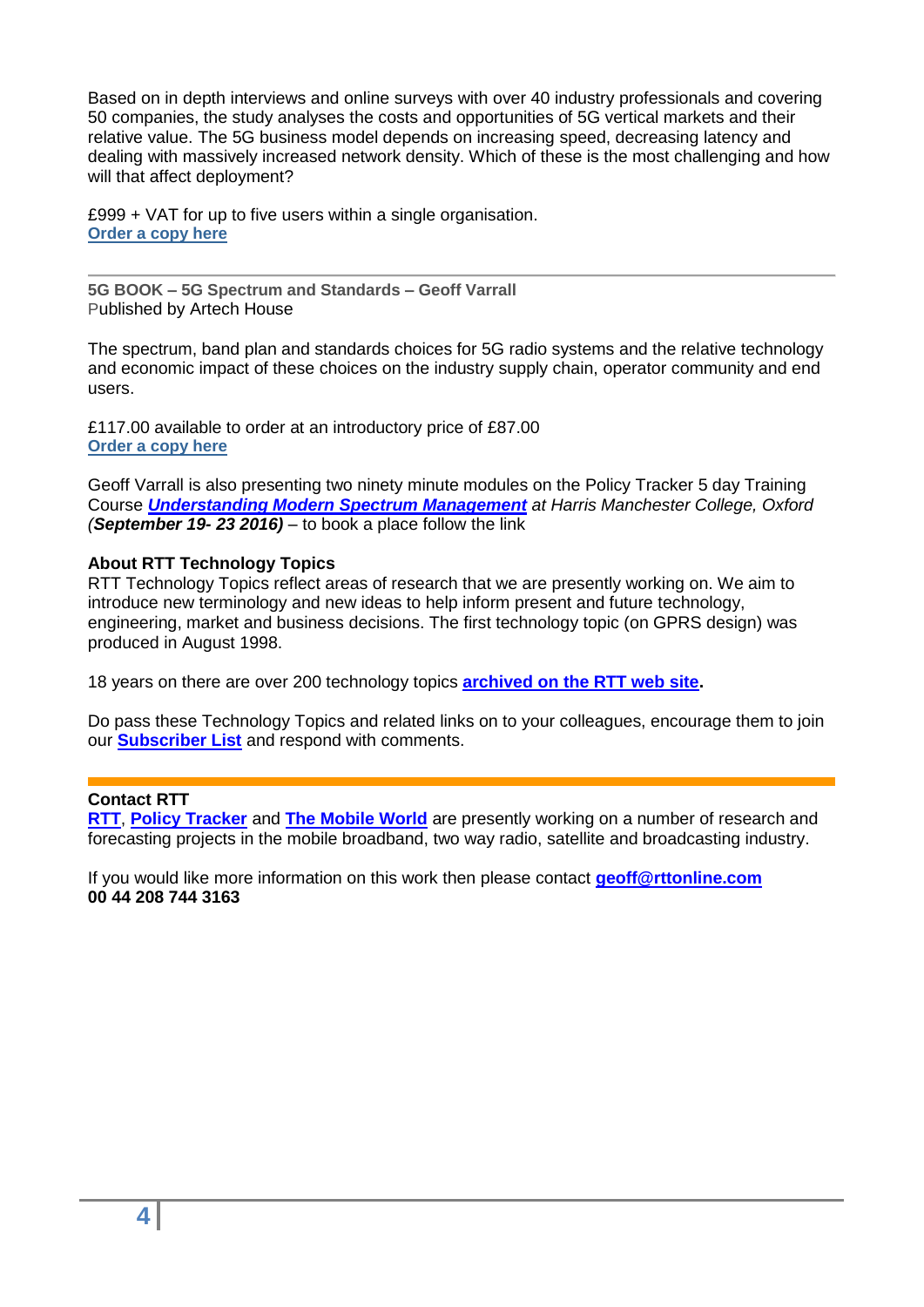Based on in depth interviews and online surveys with over 40 industry professionals and covering 50 companies, the study analyses the costs and opportunities of 5G vertical markets and their relative value. The 5G business model depends on increasing speed, decreasing latency and dealing with massively increased network density. Which of these is the most challenging and how will that affect deployment?

£999 + VAT for up to five users within a single organisation.
**Order a copy here**

---

**5G BOOK – 5G Spectrum and Standards – Geoff Varrall**
Published by Artech House

The spectrum, band plan and standards choices for 5G radio systems and the relative technology and economic impact of these choices on the industry supply chain, operator community and end users.

£117.00 available to order at an introductory price of £87.00
**Order a copy here**

Geoff Varrall is also presenting two ninety minute modules on the Policy Tracker 5 day Training Course ***Understanding Modern Spectrum Management*** *at Harris Manchester College, Oxford (**September 19- 23 2016**)* – to book a place follow the link

**About RTT Technology Topics**
RTT Technology Topics reflect areas of research that we are presently working on. We aim to introduce new terminology and new ideas to help inform present and future technology, engineering, market and business decisions. The first technology topic (on GPRS design) was produced in August 1998.

18 years on there are over 200 technology topics **archived on the RTT web site.**

Do pass these Technology Topics and related links on to your colleagues, encourage them to join our **Subscriber List** and respond with comments.

---

**Contact RTT**
**RTT**, **Policy Tracker** and **The Mobile World** are presently working on a number of research and forecasting projects in the mobile broadband, two way radio, satellite and broadcasting industry.

If you would like more information on this work then please contact **geoff@rttonline.com**
**00 44 208 744 3163**